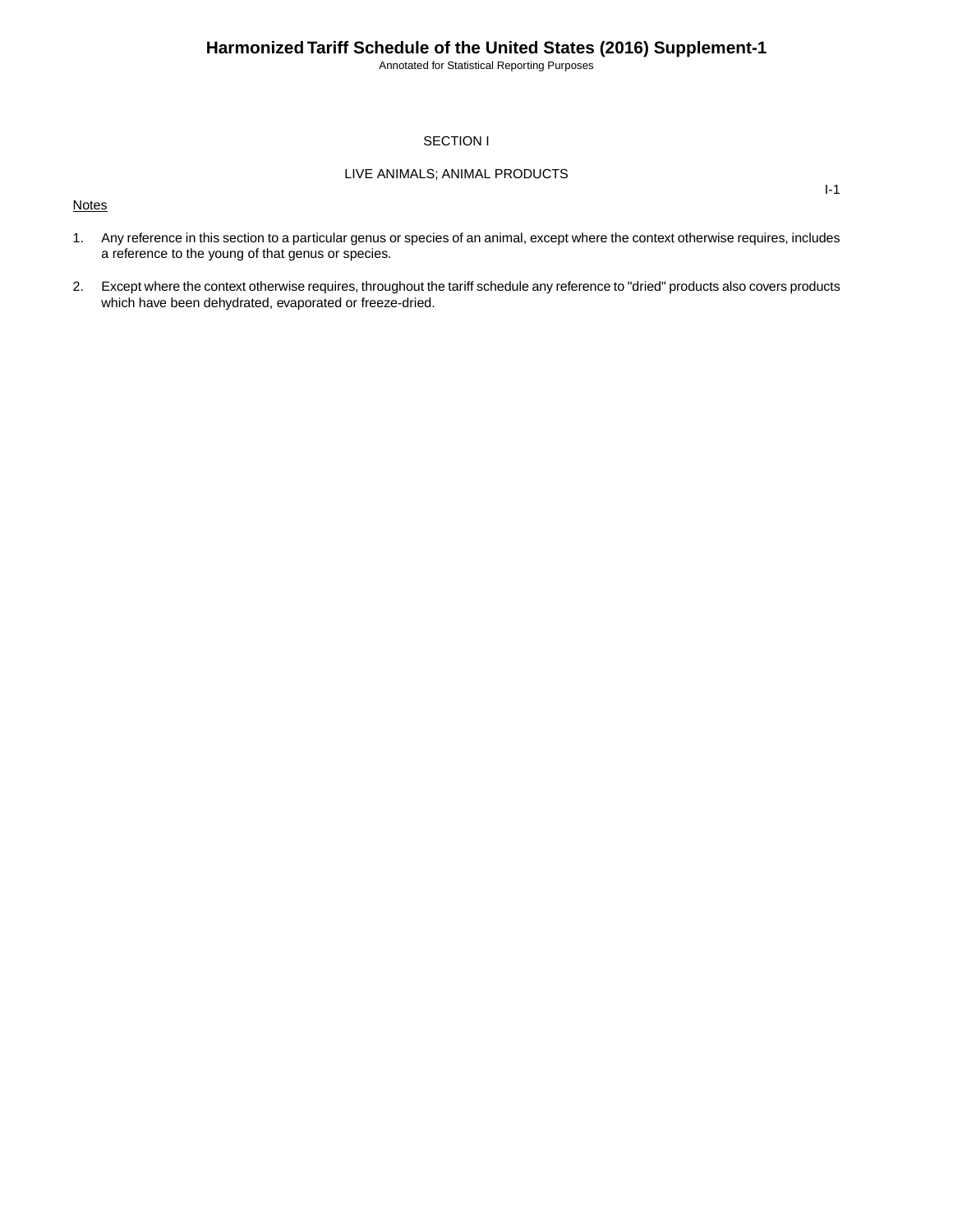# SECTION I

## LIVE ANIMALS; ANIMAL PRODUCTS

Notes

1. Any reference in this section to a particular genus or species of an animal, except where the context otherwise requires, includes a reference to the young of that genus or species.

2. Except where the context otherwise requires, throughout the tariff schedule any reference to "dried" products also covers products which have been dehydrated, evaporated or freeze-dried.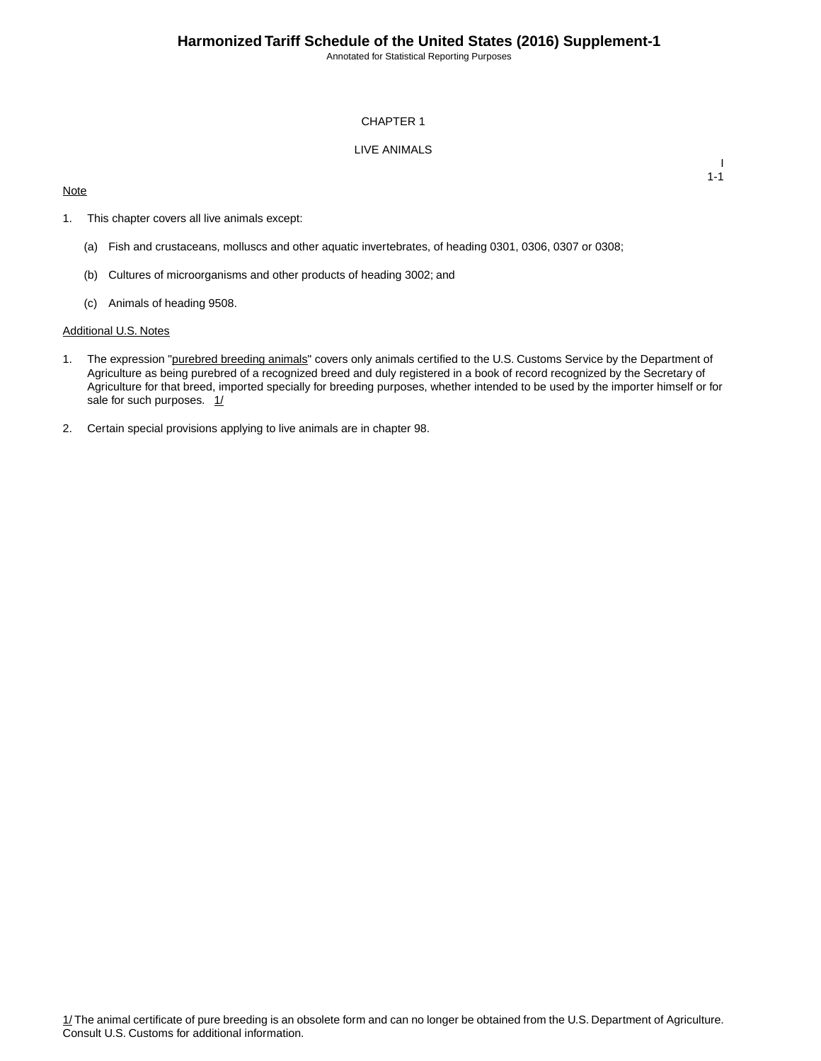CHAPTER 1

LIVE ANIMALS

Note

1. This chapter covers all live animals except:

   (a) Fish and crustaceans, molluscs and other aquatic invertebrates, of heading 0301, 0306, 0307 or 0308;

   (b) Cultures of microorganisms and other products of heading 3002; and

   (c) Animals of heading 9508.

Additional U.S. Notes

1. The expression "purebred breeding animals" covers only animals certified to the U.S. Customs Service by the Department of Agriculture as being purebred of a recognized breed and duly registered in a book of record recognized by the Secretary of Agriculture for that breed, imported specially for breeding purposes, whether intended to be used by the importer himself or for sale for such purposes. 1/

2. Certain special provisions applying to live animals are in chapter 98.

1/ The animal certificate of pure breeding is an obsolete form and can no longer be obtained from the U.S. Department of Agriculture. Consult U.S. Customs for additional information.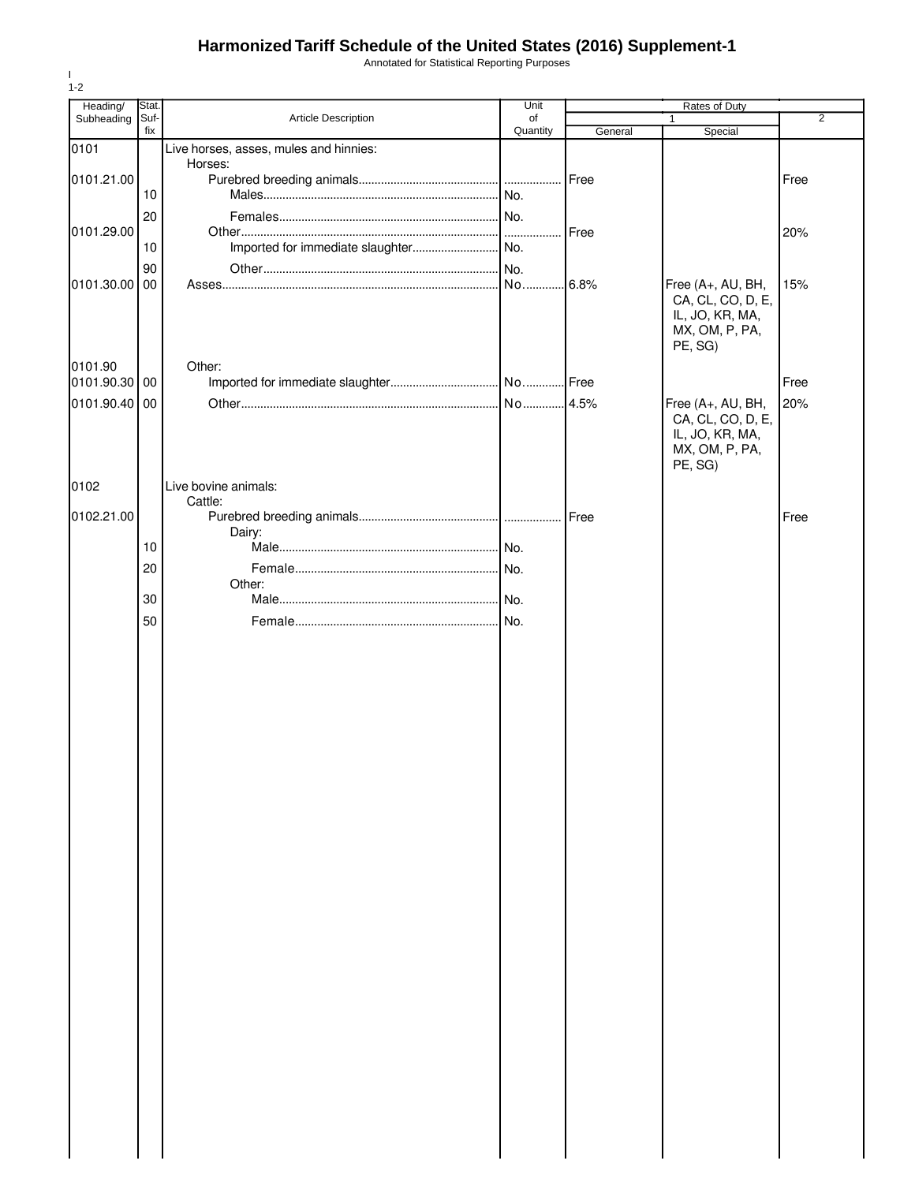# Harmonized Tariff Schedule of the United States (2016) Supplement-1

Annotated for Statistical Reporting Purposes

I
1-2

| Heading/ Subheading | Stat. Suf- fix | Article Description | Unit of Quantity | Rates of Duty 1 General | Rates of Duty 1 Special | Rates of Duty 2 |
|---|---|---|---|---|---|---|
| 0101 | | Live horses, asses, mules and hinnies: | | | | |
| | | Horses: | | | | |
| 0101.21.00 | | Purebred breeding animals | | Free | | Free |
| | 10 | Males | No. | | | |
| | 20 | Females | No. | | | |
| 0101.29.00 | | Other | | Free | | 20% |
| | 10 | Imported for immediate slaughter | No. | | | |
| | 90 | Other | No. | | | |
| 0101.30.00 | 00 | Asses | No. | 6.8% | Free (A+, AU, BH, CA, CL, CO, D, E, IL, JO, KR, MA, MX, OM, P, PA, PE, SG) | 15% |
| 0101.90 | | Other: | | | | |
| 0101.90.30 | 00 | Imported for immediate slaughter | No. | Free | | Free |
| 0101.90.40 | 00 | Other | No | 4.5% | Free (A+, AU, BH, CA, CL, CO, D, E, IL, JO, KR, MA, MX, OM, P, PA, PE, SG) | 20% |
| 0102 | | Live bovine animals: | | | | |
| | | Cattle: | | | | |
| 0102.21.00 | | Purebred breeding animals | | Free | | Free |
| | | Dairy: | | | | |
| | 10 | Male | No. | | | |
| | 20 | Female | No. | | | |
| | | Other: | | | | |
| | 30 | Male | No. | | | |
| | 50 | Female | No. | | | |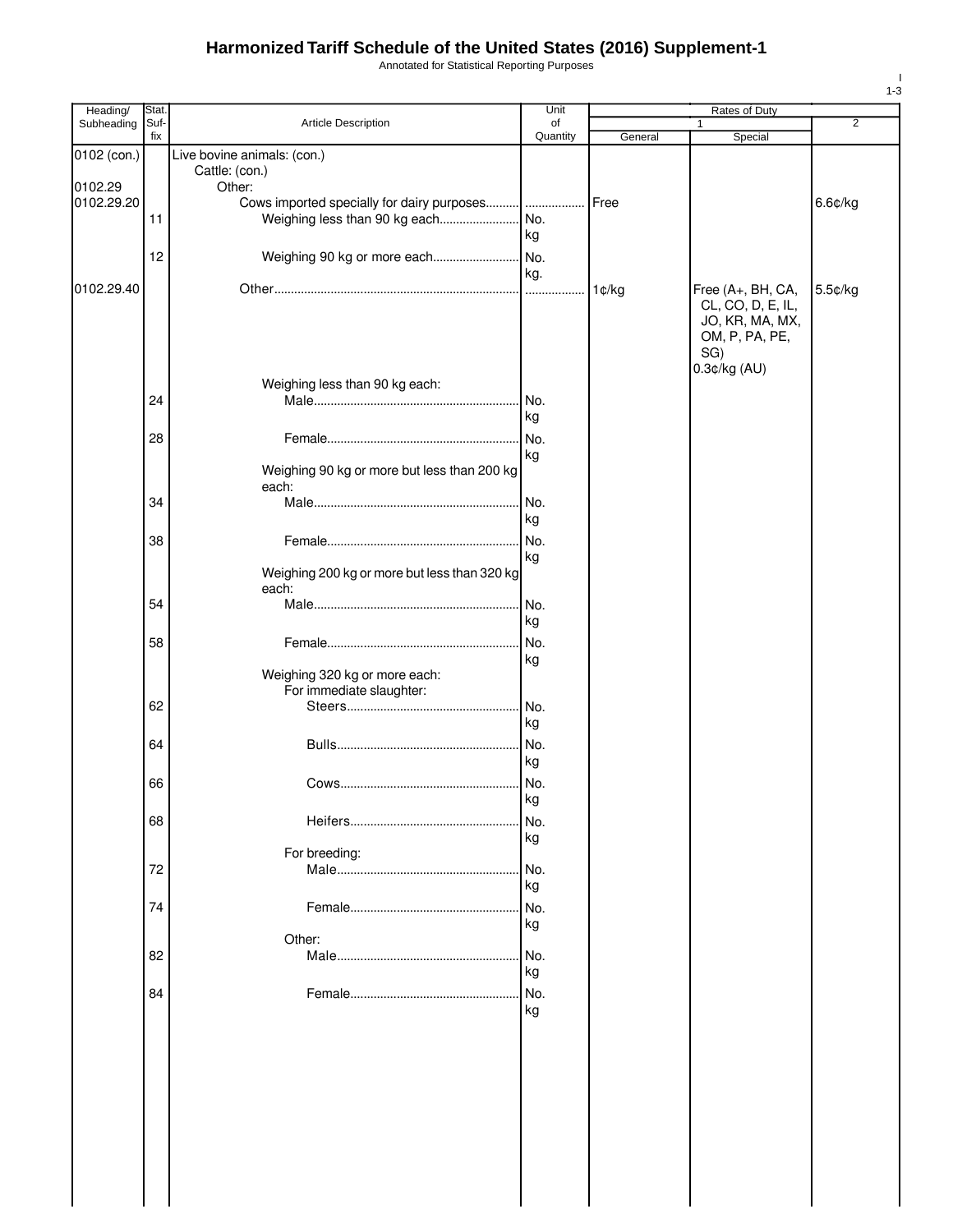# Harmonized Tariff Schedule of the United States (2016) Supplement-1

Annotated for Statistical Reporting Purposes

| Heading/ Subheading | Stat. Suf- fix | Article Description | Unit of Quantity | Rates of Duty 1 General | Special | 2 |
|---|---|---|---|---|---|---|
| 0102 (con.) | | Live bovine animals: (con.) | | | | |
| | | Cattle: (con.) | | | | |
| 0102.29 | | Other: | | | | |
| 0102.29.20 | | Cows imported specially for dairy purposes | | Free | | 6.6¢/kg |
| | 11 | Weighing less than 90 kg each | No. kg | | | |
| | 12 | Weighing 90 kg or more each | No. kg. | | | |
| 0102.29.40 | | Other | | 1¢/kg | Free (A+, BH, CA, CL, CO, D, E, IL, JO, KR, MA, MX, OM, P, PA, PE, SG) 0.3¢/kg (AU) | 5.5¢/kg |
| | | Weighing less than 90 kg each: | | | | |
| | 24 | Male | No. kg | | | |
| | 28 | Female | No. kg | | | |
| | | Weighing 90 kg or more but less than 200 kg each: | | | | |
| | 34 | Male | No. kg | | | |
| | 38 | Female | No. kg | | | |
| | | Weighing 200 kg or more but less than 320 kg each: | | | | |
| | 54 | Male | No. kg | | | |
| | 58 | Female | No. kg | | | |
| | | Weighing 320 kg or more each: | | | | |
| | | For immediate slaughter: | | | | |
| | 62 | Steers | No. kg | | | |
| | 64 | Bulls | No. kg | | | |
| | 66 | Cows | No. kg | | | |
| | 68 | Heifers | No. kg | | | |
| | | For breeding: | | | | |
| | 72 | Male | No. kg | | | |
| | 74 | Female | No. kg | | | |
| | | Other: | | | | |
| | 82 | Male | No. kg | | | |
| | 84 | Female | No. kg | | | |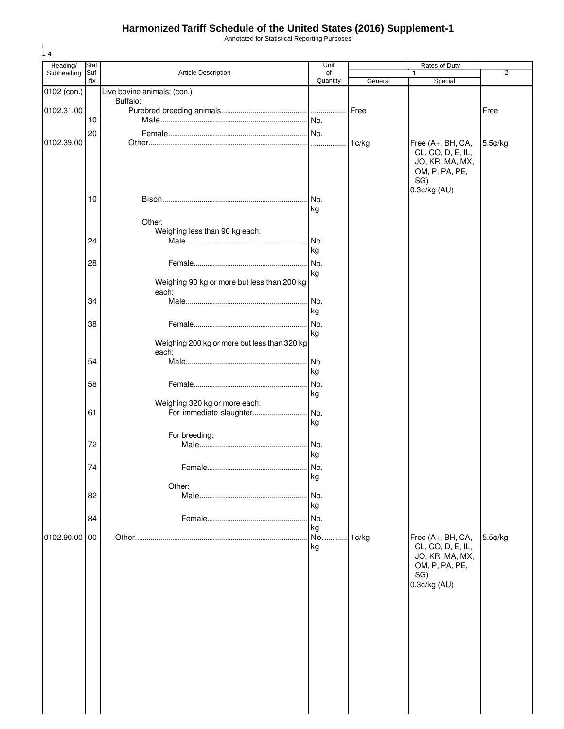# Harmonized Tariff Schedule of the United States (2016) Supplement-1

Annotated for Statistical Reporting Purposes

I
1-4

| Heading/ Subheading | Stat. Suffix | Article Description | Unit of Quantity | Rates of Duty 1 General | Rates of Duty 1 Special | Rates of Duty 2 |
|---|---|---|---|---|---|---|
| 0102 (con.) | | Live bovine animals: (con.) | | | | |
| | | Buffalo: | | | | |
| 0102.31.00 | | Purebred breeding animals | | Free | | Free |
| | 10 | Male | No. | | | |
| | 20 | Female | No. | | | |
| 0102.39.00 | | Other | | 1¢/kg | Free (A+, BH, CA, CL, CO, D, E, IL, JO, KR, MA, MX, OM, P, PA, PE, SG) 0.3¢/kg (AU) | 5.5¢/kg |
| | 10 | Bison | No. kg | | | |
| | | Other: | | | | |
| | | Weighing less than 90 kg each: | | | | |
| | 24 | Male | No. kg | | | |
| | 28 | Female | No. kg | | | |
| | | Weighing 90 kg or more but less than 200 kg each: | | | | |
| | 34 | Male | No. kg | | | |
| | 38 | Female | No. kg | | | |
| | | Weighing 200 kg or more but less than 320 kg each: | | | | |
| | 54 | Male | No. kg | | | |
| | 58 | Female | No. kg | | | |
| | | Weighing 320 kg or more each: | | | | |
| | 61 | For immediate slaughter | No. kg | | | |
| | | For breeding: | | | | |
| | 72 | Male | No. kg | | | |
| | 74 | Female | No. kg | | | |
| | | Other: | | | | |
| | 82 | Male | No. kg | | | |
| | 84 | Female | No. kg | | | |
| 0102.90.00 | 00 | Other | No. kg | 1¢/kg | Free (A+, BH, CA, CL, CO, D, E, IL, JO, KR, MA, MX, OM, P, PA, PE, SG) 0.3¢/kg (AU) | 5.5¢/kg |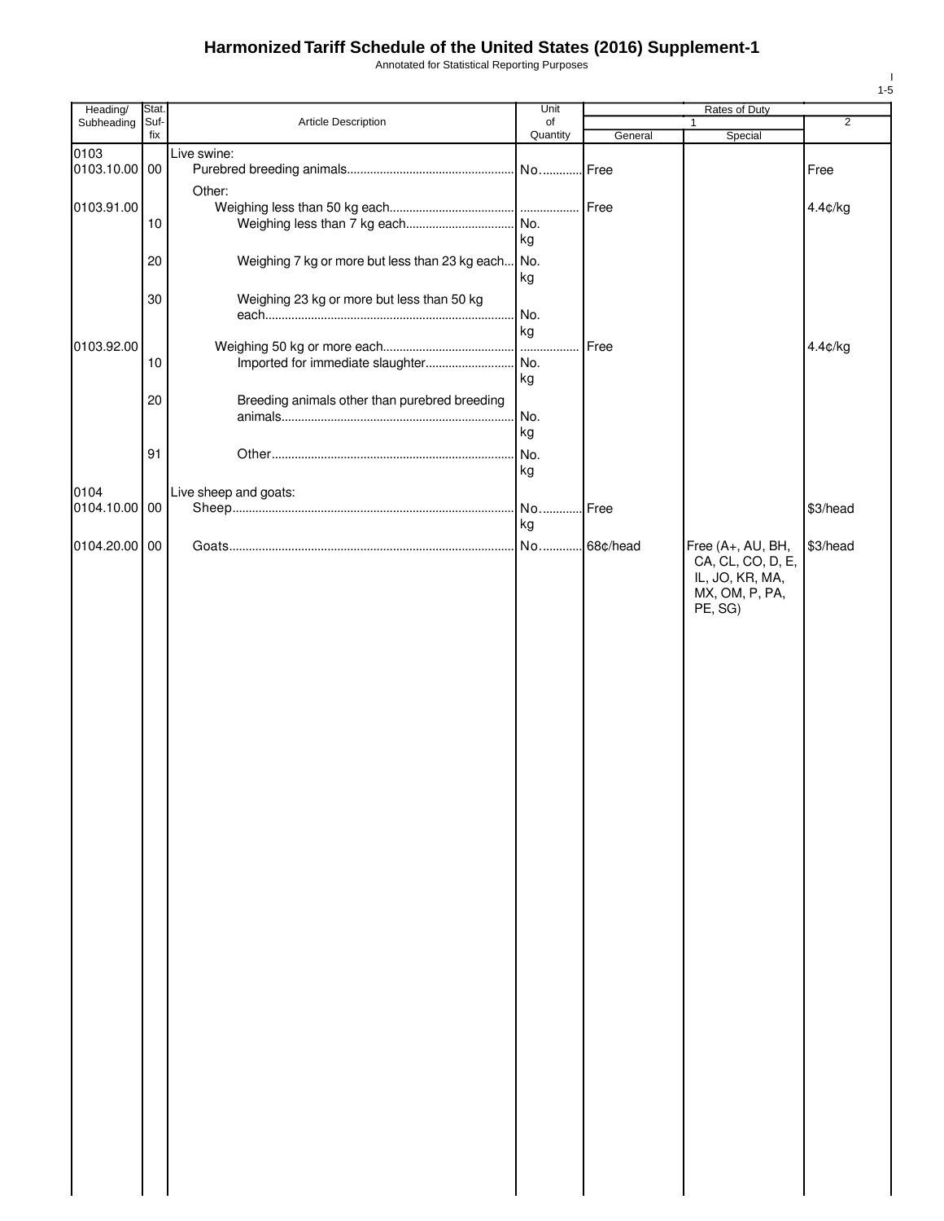# Harmonized Tariff Schedule of the United States (2016) Supplement-1

Annotated for Statistical Reporting Purposes

| Heading/ Subheading | Stat. Suf-fix | Article Description | Unit of Quantity | Rates of Duty 1 General | Rates of Duty 1 Special | Rates of Duty 2 |
|---|---|---|---|---|---|---|
| 0103 | | Live swine: | | | | |
| 0103.10.00 | 00 | Purebred breeding animals | No. | Free | | Free |
| | | Other: | | | | |
| 0103.91.00 | | Weighing less than 50 kg each | | Free | | 4.4¢/kg |
| | 10 | Weighing less than 7 kg each | No. kg | | | |
| | 20 | Weighing 7 kg or more but less than 23 kg each | No. kg | | | |
| | 30 | Weighing 23 kg or more but less than 50 kg each | No. kg | | | |
| 0103.92.00 | | Weighing 50 kg or more each | | Free | | 4.4¢/kg |
| | 10 | Imported for immediate slaughter | No. kg | | | |
| | 20 | Breeding animals other than purebred breeding animals | No. kg | | | |
| | 91 | Other | No. kg | | | |
| 0104 | | Live sheep and goats: | | | | |
| 0104.10.00 | 00 | Sheep | No. kg | Free | | $3/head |
| 0104.20.00 | 00 | Goats | No. | 68¢/head | Free (A+, AU, BH, CA, CL, CO, D, E, IL, JO, KR, MA, MX, OM, P, PA, PE, SG) | $3/head |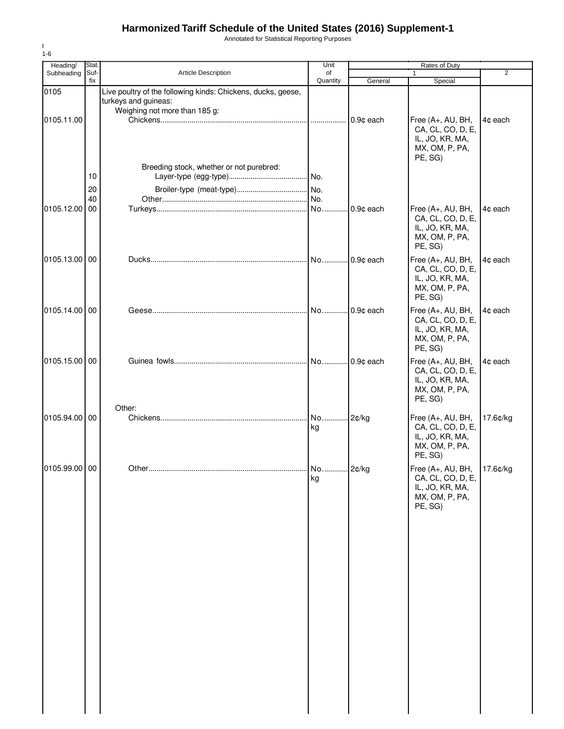# Harmonized Tariff Schedule of the United States (2016) Supplement-1

Annotated for Statistical Reporting Purposes

I
1-6

| Heading/ Subheading | Stat. Suf- fix | Article Description | Unit of Quantity | Rates of Duty | | |
|---|---|---|---|---|---|---|
| | | | | 1 | | 2 |
| | | | | General | Special | |
| 0105 | | Live poultry of the following kinds: Chickens, ducks, geese, turkeys and guineas: | | | | |
| | | Weighing not more than 185 g: | | | | |
| 0105.11.00 | | Chickens | | 0.9¢ each | Free (A+, AU, BH, CA, CL, CO, D, E, IL, JO, KR, MA, MX, OM, P, PA, PE, SG) | 4¢ each |
| | | Breeding stock, whether or not purebred: | | | | |
| | 10 | Layer-type (egg-type) | No. | | | |
| | 20 | Broiler-type (meat-type) | No. | | | |
| | 40 | Other | No. | | | |
| 0105.12.00 | 00 | Turkeys | No. | 0.9¢ each | Free (A+, AU, BH, CA, CL, CO, D, E, IL, JO, KR, MA, MX, OM, P, PA, PE, SG) | 4¢ each |
| 0105.13.00 | 00 | Ducks | No. | 0.9¢ each | Free (A+, AU, BH, CA, CL, CO, D, E, IL, JO, KR, MA, MX, OM, P, PA, PE, SG) | 4¢ each |
| 0105.14.00 | 00 | Geese | No. | 0.9¢ each | Free (A+, AU, BH, CA, CL, CO, D, E, IL, JO, KR, MA, MX, OM, P, PA, PE, SG) | 4¢ each |
| 0105.15.00 | 00 | Guinea fowls | No. | 0.9¢ each | Free (A+, AU, BH, CA, CL, CO, D, E, IL, JO, KR, MA, MX, OM, P, PA, PE, SG) | 4¢ each |
| | | Other: | | | | |
| 0105.94.00 | 00 | Chickens | No. kg | 2¢/kg | Free (A+, AU, BH, CA, CL, CO, D, E, IL, JO, KR, MA, MX, OM, P, PA, PE, SG) | 17.6¢/kg |
| 0105.99.00 | 00 | Other | No. kg | 2¢/kg | Free (A+, AU, BH, CA, CL, CO, D, E, IL, JO, KR, MA, MX, OM, P, PA, PE, SG) | 17.6¢/kg |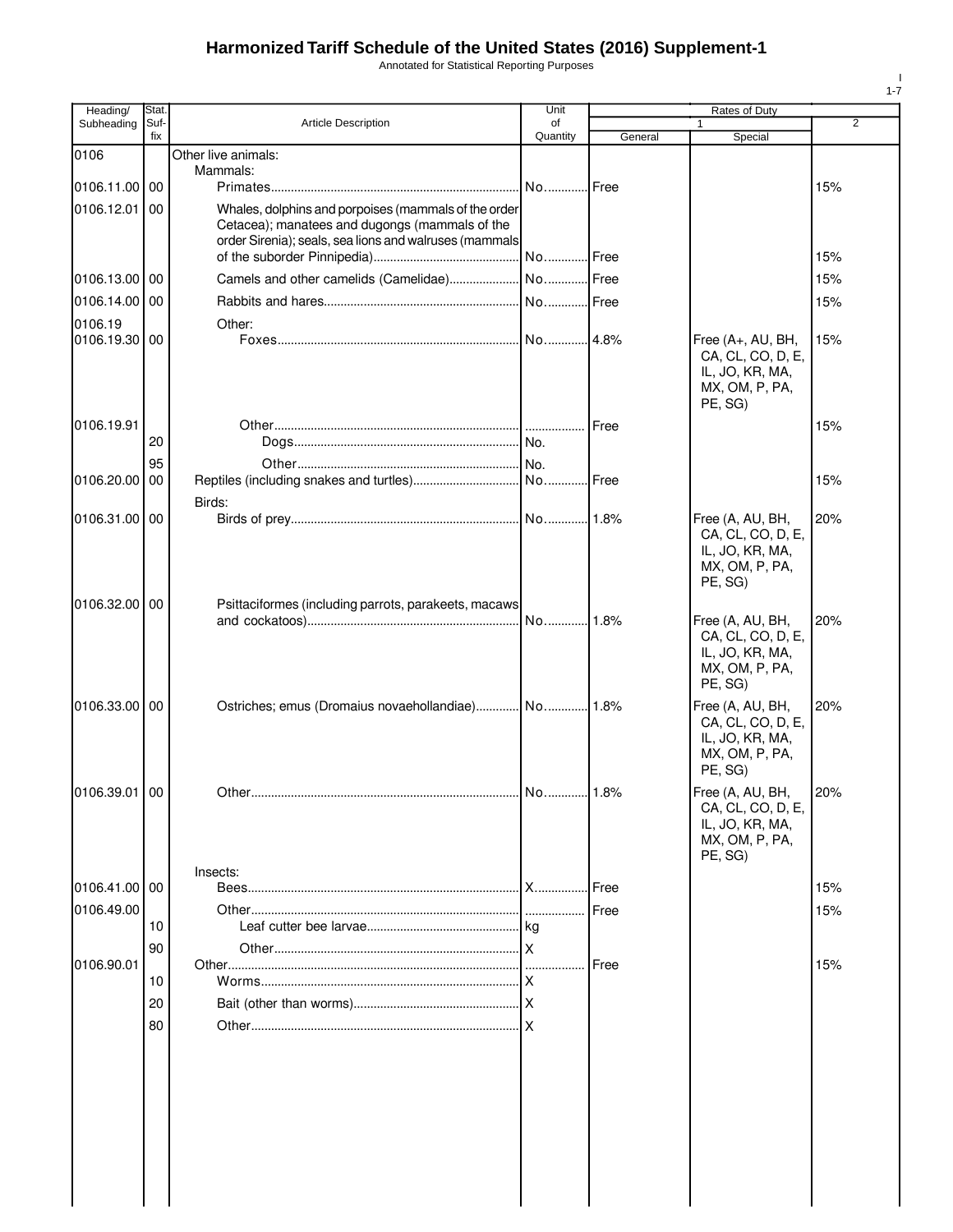# Harmonized Tariff Schedule of the United States (2016) Supplement-1

Annotated for Statistical Reporting Purposes

| Heading/ Subheading | Stat. Suf- fix | Article Description | Unit of Quantity | Rates of Duty 1 General | Special | 2 |
|---|---|---|---|---|---|---|
| 0106 | | Other live animals: | | | | |
| | | Mammals: | | | | |
| 0106.11.00 | 00 | Primates | No. | Free | | 15% |
| 0106.12.01 | 00 | Whales, dolphins and porpoises (mammals of the order Cetacea); manatees and dugongs (mammals of the order Sirenia); seals, sea lions and walruses (mammals of the suborder Pinnipedia) | No. | Free | | 15% |
| 0106.13.00 | 00 | Camels and other camelids (Camelidae) | No. | Free | | 15% |
| 0106.14.00 | 00 | Rabbits and hares | No. | Free | | 15% |
| 0106.19 | | Other: | | | | |
| 0106.19.30 | 00 | Foxes | No. | 4.8% | Free (A+, AU, BH, CA, CL, CO, D, E, IL, JO, KR, MA, MX, OM, P, PA, PE, SG) | 15% |
| 0106.19.91 | | Other | | Free | | 15% |
| | 20 | Dogs | No. | | | |
| | 95 | Other | No. | | | |
| 0106.20.00 | 00 | Reptiles (including snakes and turtles) | No. | Free | | 15% |
| | | Birds: | | | | |
| 0106.31.00 | 00 | Birds of prey | No. | 1.8% | Free (A, AU, BH, CA, CL, CO, D, E, IL, JO, KR, MA, MX, OM, P, PA, PE, SG) | 20% |
| 0106.32.00 | 00 | Psittaciformes (including parrots, parakeets, macaws and cockatoos) | No. | 1.8% | Free (A, AU, BH, CA, CL, CO, D, E, IL, JO, KR, MA, MX, OM, P, PA, PE, SG) | 20% |
| 0106.33.00 | 00 | Ostriches; emus (Dromaius novaehollandiae) | No. | 1.8% | Free (A, AU, BH, CA, CL, CO, D, E, IL, JO, KR, MA, MX, OM, P, PA, PE, SG) | 20% |
| 0106.39.01 | 00 | Other | No. | 1.8% | Free (A, AU, BH, CA, CL, CO, D, E, IL, JO, KR, MA, MX, OM, P, PA, PE, SG) | 20% |
| | | Insects: | | | | |
| 0106.41.00 | 00 | Bees | X | Free | | 15% |
| 0106.49.00 | | Other | | Free | | 15% |
| | 10 | Leaf cutter bee larvae | kg | | | |
| | 90 | Other | X | | | |
| 0106.90.01 | | Other | | Free | | 15% |
| | 10 | Worms | X | | | |
| | 20 | Bait (other than worms) | X | | | |
| | 80 | Other | X | | | |